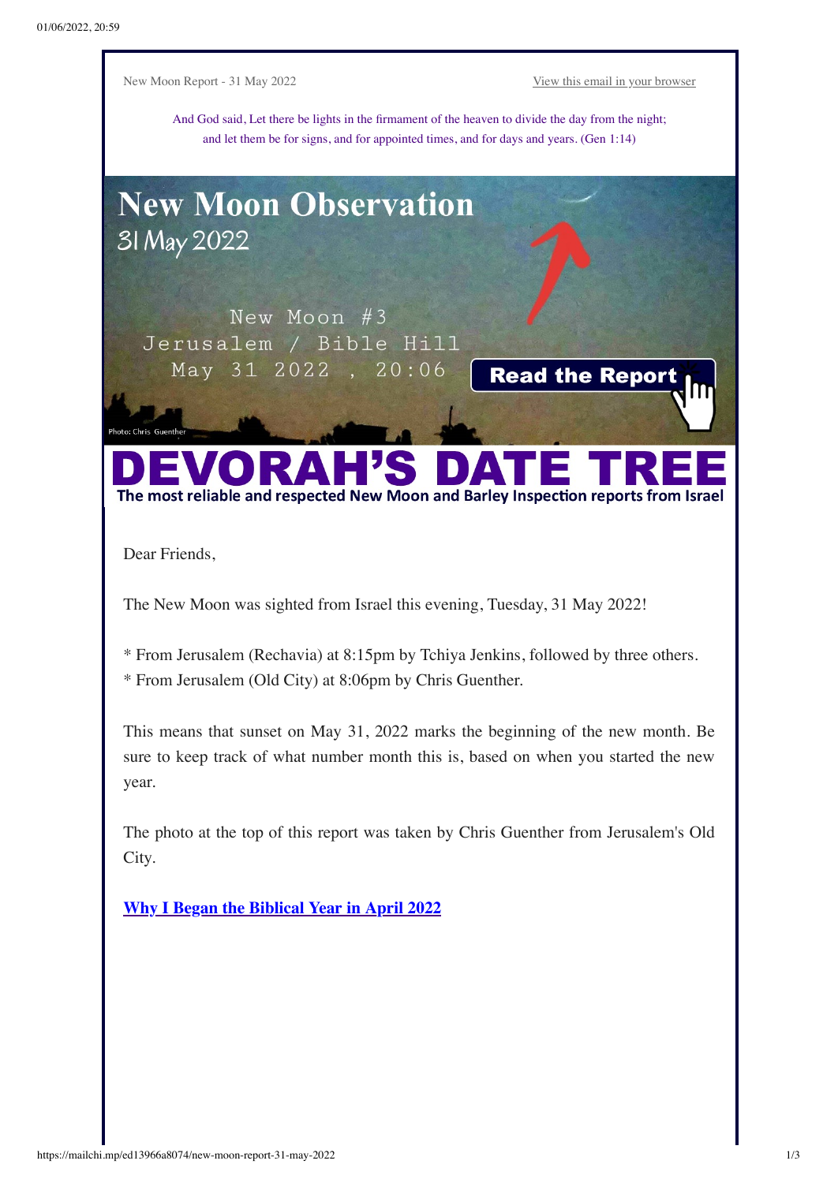New Moon Report - 31 May 2022 [View this email in your browser]

And God said, Let there be lights in the firmament of the heaven to divide the day from the night; and let them be for signs, and for appointed times, and for days and years. (Gen 1:14)

# New Moon Observation

31 May 2022

New Moon #3
Jerusalem / Bible Hill
May 31 2022 , 20:06

**Read the Report**

Photo: Chris Guenther

# DEVORAH'S DATE TREE

**The most reliable and respected New Moon and Barley Inspection reports from Israel**

Dear Friends,

The New Moon was sighted from Israel this evening, Tuesday, 31 May 2022!

* From Jerusalem (Rechavia) at 8:15pm by Tchiya Jenkins, followed by three others.
* From Jerusalem (Old City) at 8:06pm by Chris Guenther.

This means that sunset on May 31, 2022 marks the beginning of the new month. Be sure to keep track of what number month this is, based on when you started the new year.

The photo at the top of this report was taken by Chris Guenther from Jerusalem's Old City.

**[Why I Began the Biblical Year in April 2022]**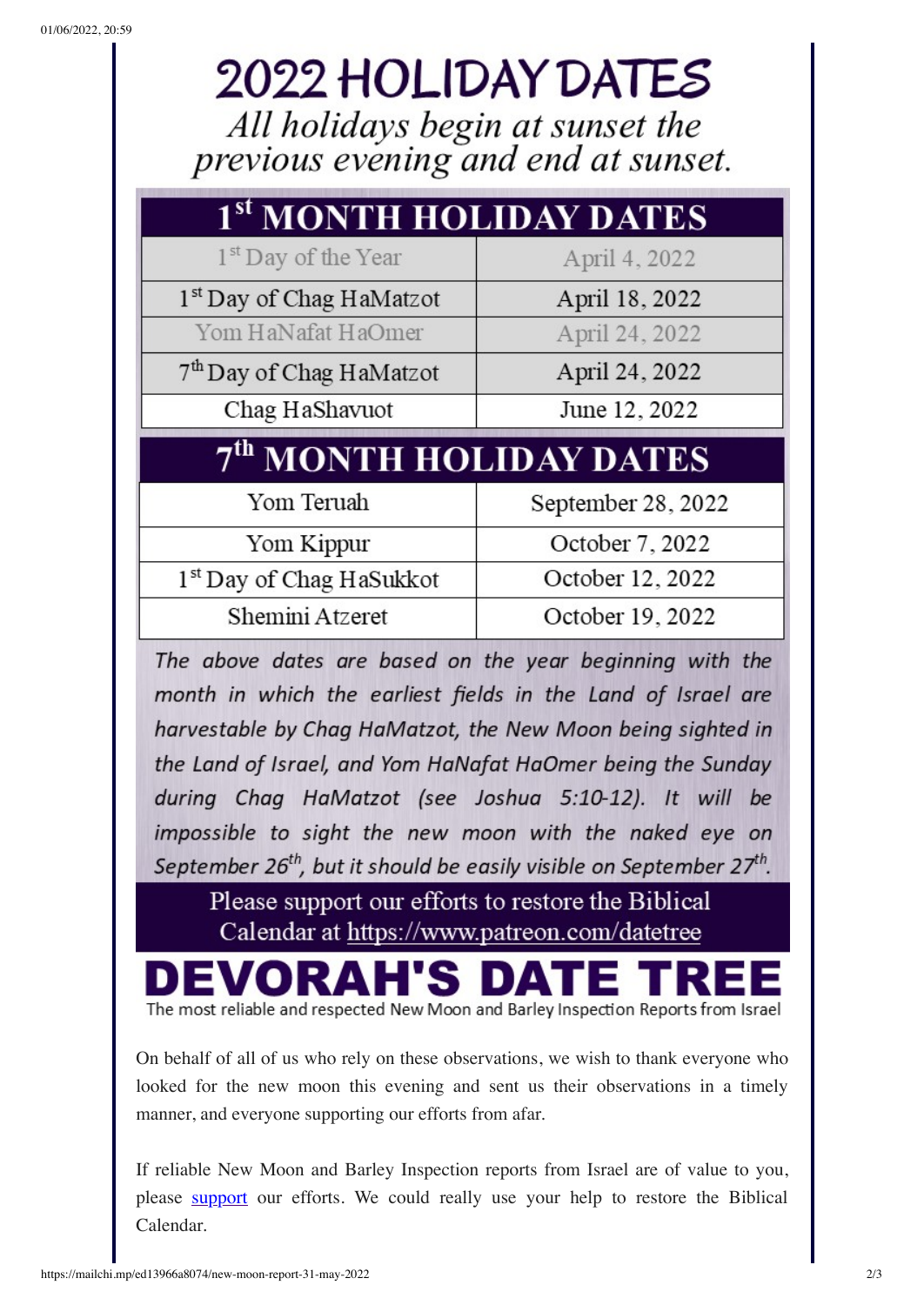# 2022 HOLIDAY DATES

*All holidays begin at sunset the previous evening and end at sunset.*

| 1st MONTH HOLIDAY DATES | |
|---|---|
| 1st Day of the Year | April 4, 2022 |
| 1st Day of Chag HaMatzot | April 18, 2022 |
| Yom HaNafat HaOmer | April 24, 2022 |
| 7th Day of Chag HaMatzot | April 24, 2022 |
| Chag HaShavuot | June 12, 2022 |

| 7th MONTH HOLIDAY DATES | |
|---|---|
| Yom Teruah | September 28, 2022 |
| Yom Kippur | October 7, 2022 |
| 1st Day of Chag HaSukkot | October 12, 2022 |
| Shemini Atzeret | October 19, 2022 |

*The above dates are based on the year beginning with the month in which the earliest fields in the Land of Israel are harvestable by Chag HaMatzot, the New Moon being sighted in the Land of Israel, and Yom HaNafat HaOmer being the Sunday during Chag HaMatzot (see Joshua 5:10-12). It will be impossible to sight the new moon with the naked eye on September 26th, but it should be easily visible on September 27th.*

Please support our efforts to restore the Biblical Calendar at https://www.patreon.com/datetree

**DEVORAH'S DATE TREE**

The most reliable and respected New Moon and Barley Inspection Reports from Israel

On behalf of all of us who rely on these observations, we wish to thank everyone who looked for the new moon this evening and sent us their observations in a timely manner, and everyone supporting our efforts from afar.

If reliable New Moon and Barley Inspection reports from Israel are of value to you, please [support](https://www.patreon.com/datetree) our efforts. We could really use your help to restore the Biblical Calendar.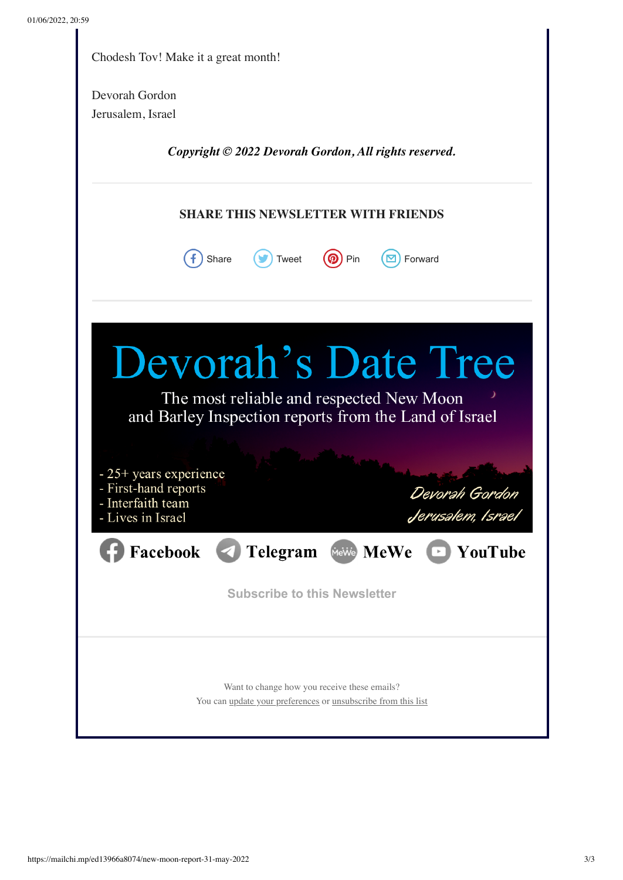Chodesh Tov! Make it a great month!

Devorah Gordon
Jerusalem, Israel

***Copyright © 2022 Devorah Gordon, All rights reserved.***

---

**SHARE THIS NEWSLETTER WITH FRIENDS**

Share Tweet Pin Forward

---

# Devorah's Date Tree

The most reliable and respected New Moon and Barley Inspection reports from the Land of Israel

- 25+ years experience
- First-hand reports
- Interfaith team
- Lives in Israel

Devorah Gordon
Jerusalem, Israel

**Facebook** **Telegram** **MeWe** **YouTube**

**Subscribe to this Newsletter**

---

Want to change how you receive these emails?
You can update your preferences or unsubscribe from this list